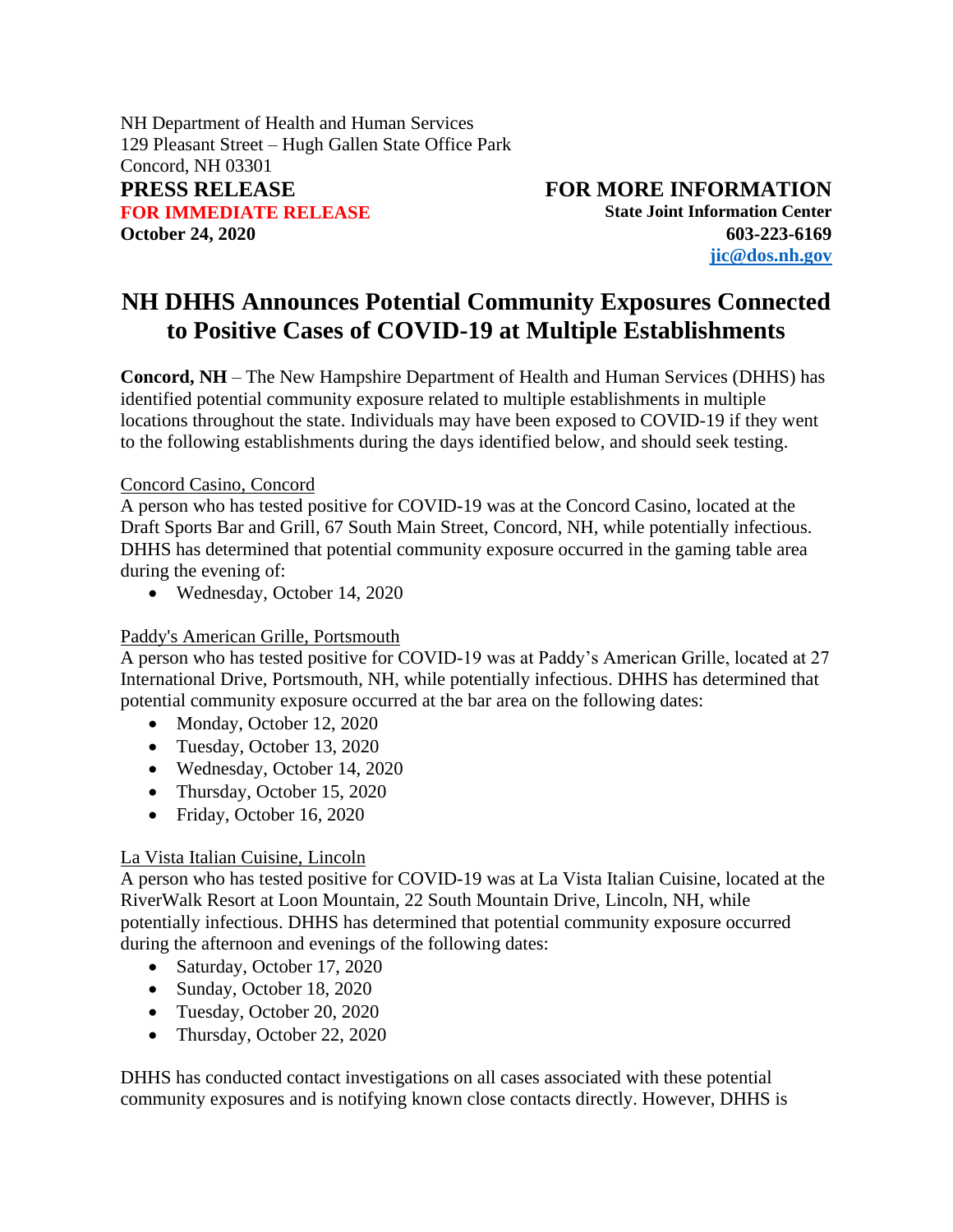NH Department of Health and Human Services
129 Pleasant Street – Hugh Gallen State Office Park
Concord, NH 03301

**PRESS RELEASE**
**FOR IMMEDIATE RELEASE**
**October 24, 2020**

**FOR MORE INFORMATION**
**State Joint Information Center**
**603-223-6169**
**jic@dos.nh.gov**

# NH DHHS Announces Potential Community Exposures Connected to Positive Cases of COVID-19 at Multiple Establishments

**Concord, NH** – The New Hampshire Department of Health and Human Services (DHHS) has identified potential community exposure related to multiple establishments in multiple locations throughout the state. Individuals may have been exposed to COVID-19 if they went to the following establishments during the days identified below, and should seek testing.

Concord Casino, Concord

A person who has tested positive for COVID-19 was at the Concord Casino, located at the Draft Sports Bar and Grill, 67 South Main Street, Concord, NH, while potentially infectious. DHHS has determined that potential community exposure occurred in the gaming table area during the evening of:

- Wednesday, October 14, 2020

Paddy's American Grille, Portsmouth

A person who has tested positive for COVID-19 was at Paddy's American Grille, located at 27 International Drive, Portsmouth, NH, while potentially infectious. DHHS has determined that potential community exposure occurred at the bar area on the following dates:

- Monday, October 12, 2020
- Tuesday, October 13, 2020
- Wednesday, October 14, 2020
- Thursday, October 15, 2020
- Friday, October 16, 2020

La Vista Italian Cuisine, Lincoln

A person who has tested positive for COVID-19 was at La Vista Italian Cuisine, located at the RiverWalk Resort at Loon Mountain, 22 South Mountain Drive, Lincoln, NH, while potentially infectious. DHHS has determined that potential community exposure occurred during the afternoon and evenings of the following dates:

- Saturday, October 17, 2020
- Sunday, October 18, 2020
- Tuesday, October 20, 2020
- Thursday, October 22, 2020

DHHS has conducted contact investigations on all cases associated with these potential community exposures and is notifying known close contacts directly. However, DHHS is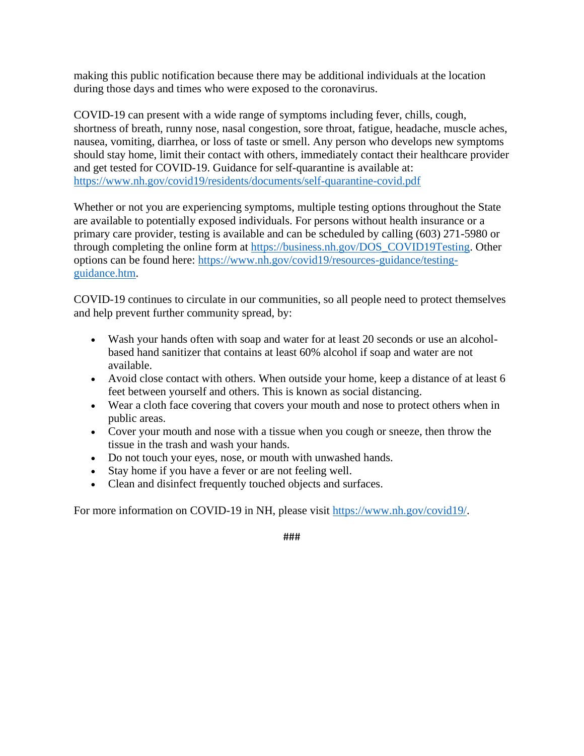making this public notification because there may be additional individuals at the location during those days and times who were exposed to the coronavirus.

COVID-19 can present with a wide range of symptoms including fever, chills, cough, shortness of breath, runny nose, nasal congestion, sore throat, fatigue, headache, muscle aches, nausea, vomiting, diarrhea, or loss of taste or smell. Any person who develops new symptoms should stay home, limit their contact with others, immediately contact their healthcare provider and get tested for COVID-19. Guidance for self-quarantine is available at: https://www.nh.gov/covid19/residents/documents/self-quarantine-covid.pdf

Whether or not you are experiencing symptoms, multiple testing options throughout the State are available to potentially exposed individuals. For persons without health insurance or a primary care provider, testing is available and can be scheduled by calling (603) 271-5980 or through completing the online form at https://business.nh.gov/DOS_COVID19Testing. Other options can be found here: https://www.nh.gov/covid19/resources-guidance/testing-guidance.htm.

COVID-19 continues to circulate in our communities, so all people need to protect themselves and help prevent further community spread, by:

- Wash your hands often with soap and water for at least 20 seconds or use an alcohol-based hand sanitizer that contains at least 60% alcohol if soap and water are not available.
- Avoid close contact with others. When outside your home, keep a distance of at least 6 feet between yourself and others. This is known as social distancing.
- Wear a cloth face covering that covers your mouth and nose to protect others when in public areas.
- Cover your mouth and nose with a tissue when you cough or sneeze, then throw the tissue in the trash and wash your hands.
- Do not touch your eyes, nose, or mouth with unwashed hands.
- Stay home if you have a fever or are not feeling well.
- Clean and disinfect frequently touched objects and surfaces.

For more information on COVID-19 in NH, please visit https://www.nh.gov/covid19/.

###